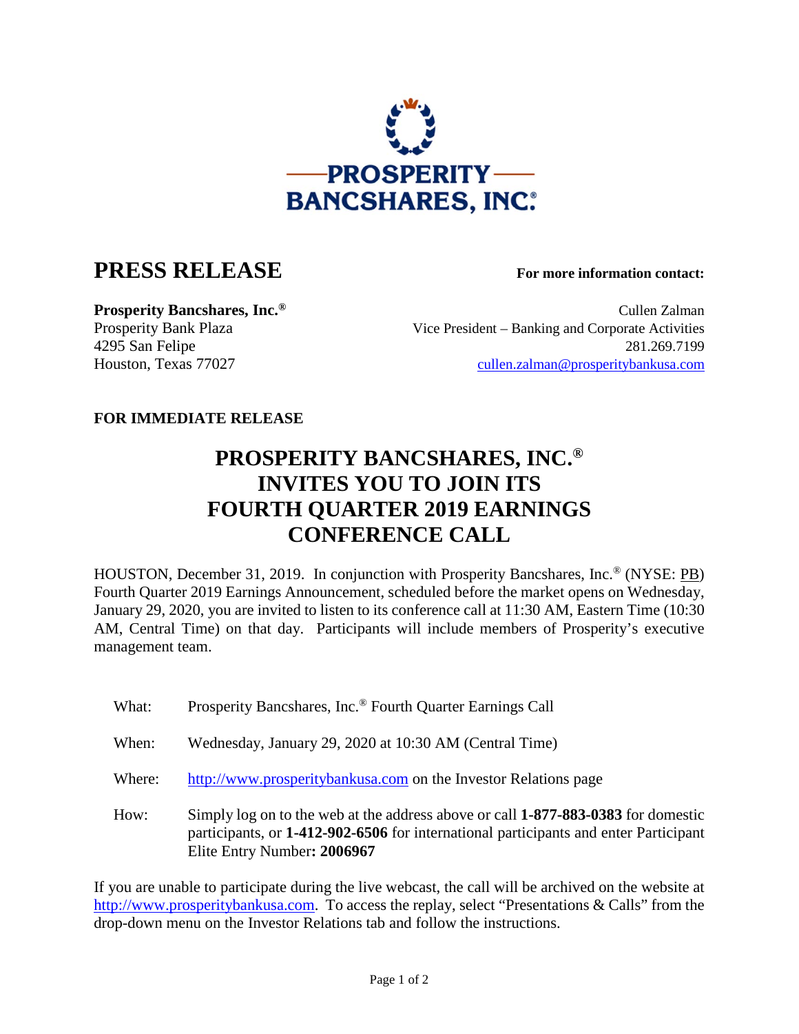PROSPERITY BANCSHARES, INC.®

# PRESS RELEASE

**For more information contact:**

**Prosperity Bancshares, Inc.®**
Prosperity Bank Plaza
4295 San Felipe
Houston, Texas 77027

Cullen Zalman
Vice President – Banking and Corporate Activities
281.269.7199
cullen.zalman@prosperitybankusa.com

**FOR IMMEDIATE RELEASE**

## PROSPERITY BANCSHARES, INC.® INVITES YOU TO JOIN ITS FOURTH QUARTER 2019 EARNINGS CONFERENCE CALL

HOUSTON, December 31, 2019. In conjunction with Prosperity Bancshares, Inc.® (NYSE: PB) Fourth Quarter 2019 Earnings Announcement, scheduled before the market opens on Wednesday, January 29, 2020, you are invited to listen to its conference call at 11:30 AM, Eastern Time (10:30 AM, Central Time) on that day. Participants will include members of Prosperity's executive management team.

What: Prosperity Bancshares, Inc.® Fourth Quarter Earnings Call

When: Wednesday, January 29, 2020 at 10:30 AM (Central Time)

Where: http://www.prosperitybankusa.com on the Investor Relations page

How: Simply log on to the web at the address above or call **1-877-883-0383** for domestic participants, or **1-412-902-6506** for international participants and enter Participant Elite Entry Number**: 2006967**

If you are unable to participate during the live webcast, the call will be archived on the website at http://www.prosperitybankusa.com. To access the replay, select "Presentations & Calls" from the drop-down menu on the Investor Relations tab and follow the instructions.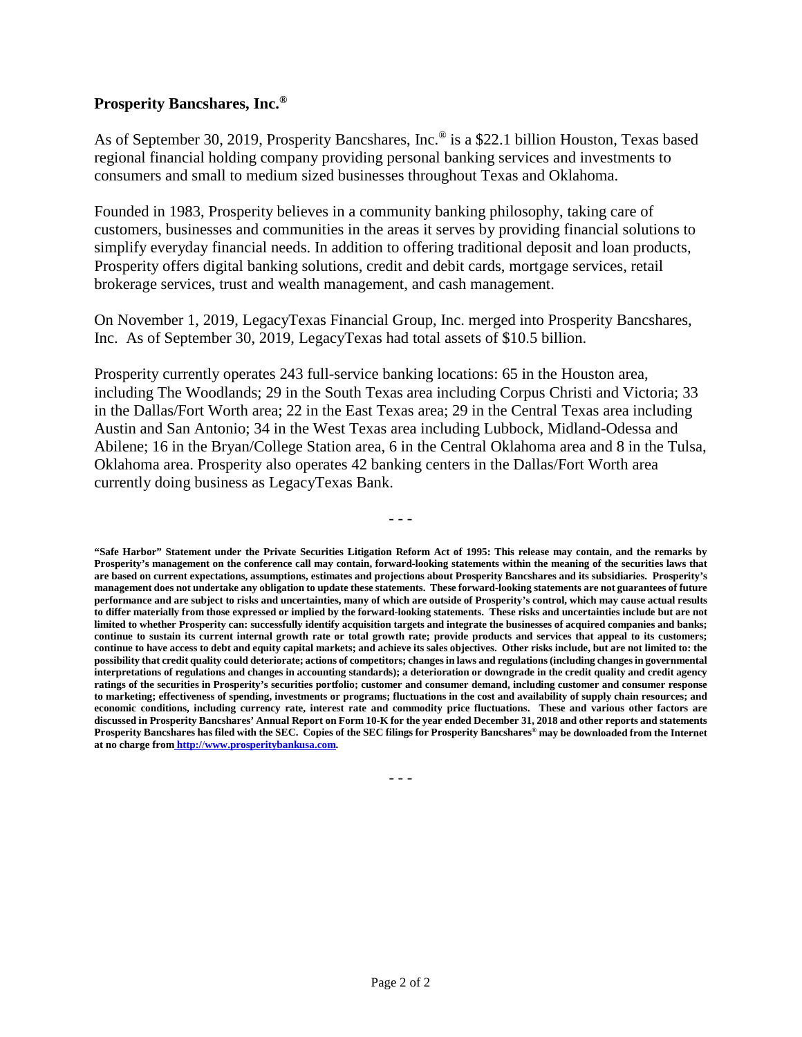**Prosperity Bancshares, Inc.®**

As of September 30, 2019, Prosperity Bancshares, Inc.® is a $22.1 billion Houston, Texas based regional financial holding company providing personal banking services and investments to consumers and small to medium sized businesses throughout Texas and Oklahoma.

Founded in 1983, Prosperity believes in a community banking philosophy, taking care of customers, businesses and communities in the areas it serves by providing financial solutions to simplify everyday financial needs. In addition to offering traditional deposit and loan products, Prosperity offers digital banking solutions, credit and debit cards, mortgage services, retail brokerage services, trust and wealth management, and cash management.

On November 1, 2019, LegacyTexas Financial Group, Inc. merged into Prosperity Bancshares, Inc. As of September 30, 2019, LegacyTexas had total assets of $10.5 billion.

Prosperity currently operates 243 full-service banking locations: 65 in the Houston area, including The Woodlands; 29 in the South Texas area including Corpus Christi and Victoria; 33 in the Dallas/Fort Worth area; 22 in the East Texas area; 29 in the Central Texas area including Austin and San Antonio; 34 in the West Texas area including Lubbock, Midland-Odessa and Abilene; 16 in the Bryan/College Station area, 6 in the Central Oklahoma area and 8 in the Tulsa, Oklahoma area. Prosperity also operates 42 banking centers in the Dallas/Fort Worth area currently doing business as LegacyTexas Bank.

\- - -

**"Safe Harbor" Statement under the Private Securities Litigation Reform Act of 1995: This release may contain, and the remarks by Prosperity's management on the conference call may contain, forward-looking statements within the meaning of the securities laws that are based on current expectations, assumptions, estimates and projections about Prosperity Bancshares and its subsidiaries. Prosperity's management does not undertake any obligation to update these statements. These forward-looking statements are not guarantees of future performance and are subject to risks and uncertainties, many of which are outside of Prosperity's control, which may cause actual results to differ materially from those expressed or implied by the forward-looking statements. These risks and uncertainties include but are not limited to whether Prosperity can: successfully identify acquisition targets and integrate the businesses of acquired companies and banks; continue to sustain its current internal growth rate or total growth rate; provide products and services that appeal to its customers; continue to have access to debt and equity capital markets; and achieve its sales objectives. Other risks include, but are not limited to: the possibility that credit quality could deteriorate; actions of competitors; changes in laws and regulations (including changes in governmental interpretations of regulations and changes in accounting standards); a deterioration or downgrade in the credit quality and credit agency ratings of the securities in Prosperity's securities portfolio; customer and consumer demand, including customer and consumer response to marketing; effectiveness of spending, investments or programs; fluctuations in the cost and availability of supply chain resources; and economic conditions, including currency rate, interest rate and commodity price fluctuations. These and various other factors are discussed in Prosperity Bancshares' Annual Report on Form 10-K for the year ended December 31, 2018 and other reports and statements Prosperity Bancshares has filed with the SEC. Copies of the SEC filings for Prosperity Bancshares® may be downloaded from the Internet at no charge from http://www.prosperitybankusa.com.**

\- - -